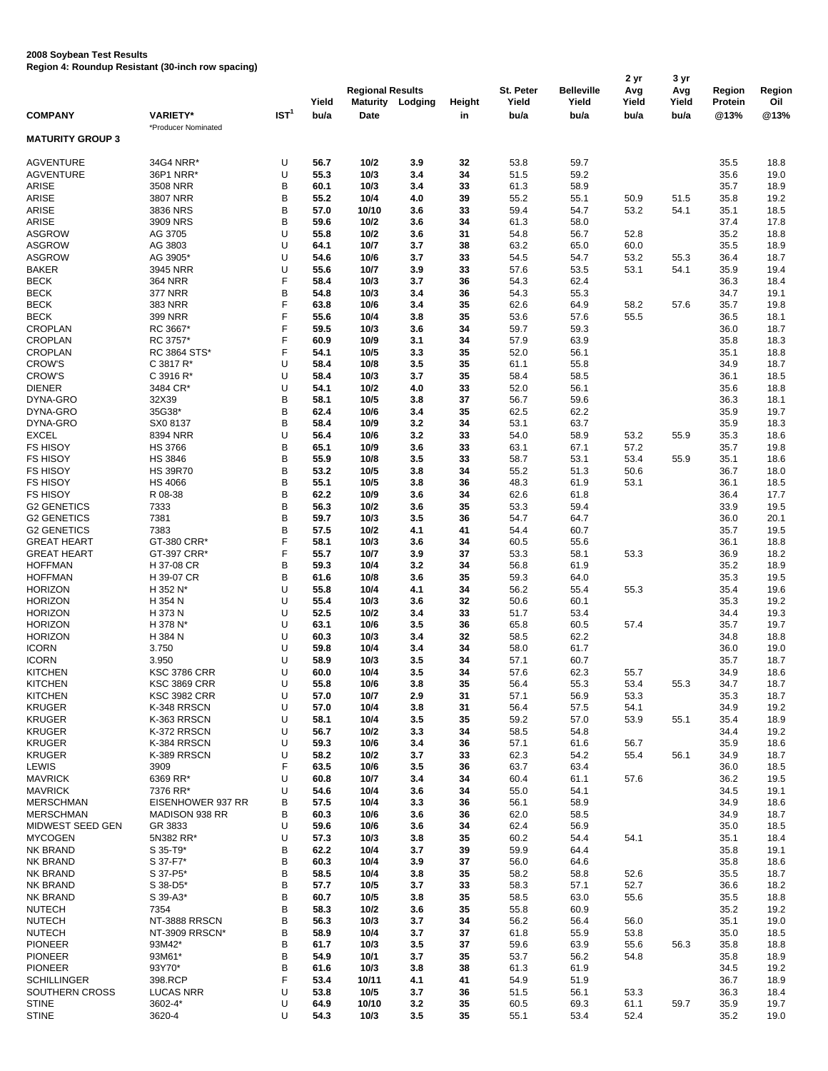**2008 Soybean Test Results**
**Region 4: Roundup Resistant (30-inch row spacing)**

| COMPANY | VARIETY* | IST[1] | Regional Results Yield bu/a | Maturity Date | Lodging | Height in | St. Peter Yield bu/a | Belleville Yield bu/a | 2 yr Avg Yield bu/a | 3 yr Avg Yield bu/a | Region Protein @13% | Region Oil @13% |
|---|---|---|---|---|---|---|---|---|---|---|---|---|
| | *Producer Nominated | | | | | | | | | | | |
| **MATURITY GROUP 3** | | | | | | | | | | | | |
| AGVENTURE | 34G4 NRR* | U | 56.7 | 10/2 | 3.9 | 32 | 53.8 | 59.7 | | | 35.5 | 18.8 |
| AGVENTURE | 36P1 NRR* | U | 55.3 | 10/3 | 3.4 | 34 | 51.5 | 59.2 | | | 35.6 | 19.0 |
| ARISE | 3508 NRR | B | 60.1 | 10/3 | 3.4 | 33 | 61.3 | 58.9 | | | 35.7 | 18.9 |
| ARISE | 3807 NRR | B | 55.2 | 10/4 | 4.0 | 39 | 55.2 | 55.1 | 50.9 | 51.5 | 35.8 | 19.2 |
| ARISE | 3836 NRS | B | 57.0 | 10/10 | 3.6 | 33 | 59.4 | 54.7 | 53.2 | 54.1 | 35.1 | 18.5 |
| ARISE | 3909 NRS | B | 59.6 | 10/2 | 3.6 | 34 | 61.3 | 58.0 | | | 37.4 | 17.8 |
| ASGROW | AG 3705 | U | 55.8 | 10/2 | 3.6 | 31 | 54.8 | 56.7 | 52.8 | | 35.2 | 18.8 |
| ASGROW | AG 3803 | U | 64.1 | 10/7 | 3.7 | 38 | 63.2 | 65.0 | 60.0 | | 35.5 | 18.9 |
| ASGROW | AG 3905* | U | 54.6 | 10/6 | 3.7 | 33 | 54.5 | 54.7 | 53.2 | 55.3 | 36.4 | 18.7 |
| BAKER | 3945 NRR | U | 55.6 | 10/7 | 3.9 | 33 | 57.6 | 53.5 | 53.1 | 54.1 | 35.9 | 19.4 |
| BECK | 364 NRR | F | 58.4 | 10/3 | 3.7 | 36 | 54.3 | 62.4 | | | 36.3 | 18.4 |
| BECK | 377 NRR | B | 54.8 | 10/3 | 3.4 | 36 | 54.3 | 55.3 | | | 34.7 | 19.1 |
| BECK | 383 NRR | F | 63.8 | 10/6 | 3.4 | 35 | 62.6 | 64.9 | 58.2 | 57.6 | 35.7 | 19.8 |
| BECK | 399 NRR | F | 55.6 | 10/4 | 3.8 | 35 | 53.6 | 57.6 | 55.5 | | 36.5 | 18.1 |
| CROPLAN | RC 3667* | F | 59.5 | 10/3 | 3.6 | 34 | 59.7 | 59.3 | | | 36.0 | 18.7 |
| CROPLAN | RC 3757* | F | 60.9 | 10/9 | 3.1 | 34 | 57.9 | 63.9 | | | 35.8 | 18.3 |
| CROPLAN | RC 3864 STS* | F | 54.1 | 10/5 | 3.3 | 35 | 52.0 | 56.1 | | | 35.1 | 18.8 |
| CROW'S | C 3817 R* | U | 58.4 | 10/8 | 3.5 | 35 | 61.1 | 55.8 | | | 34.9 | 18.7 |
| CROW'S | C 3916 R* | U | 58.4 | 10/3 | 3.7 | 35 | 58.4 | 58.5 | | | 36.1 | 18.5 |
| DIENER | 3484 CR* | U | 54.1 | 10/2 | 4.0 | 33 | 52.0 | 56.1 | | | 35.6 | 18.8 |
| DYNA-GRO | 32X39 | B | 58.1 | 10/5 | 3.8 | 37 | 56.7 | 59.6 | | | 36.3 | 18.1 |
| DYNA-GRO | 35G38* | B | 62.4 | 10/6 | 3.4 | 35 | 62.5 | 62.2 | | | 35.9 | 19.7 |
| DYNA-GRO | SX0 8137 | B | 58.4 | 10/9 | 3.2 | 34 | 53.1 | 63.7 | | | 35.9 | 18.3 |
| EXCEL | 8394 NRR | U | 56.4 | 10/6 | 3.2 | 33 | 54.0 | 58.9 | 53.2 | 55.9 | 35.3 | 18.6 |
| FS HISOY | HS 3766 | B | 65.1 | 10/9 | 3.6 | 33 | 63.1 | 67.1 | 57.2 | | 35.7 | 19.8 |
| FS HISOY | HS 3846 | B | 55.9 | 10/8 | 3.5 | 33 | 58.7 | 53.1 | 53.4 | 55.9 | 35.1 | 18.6 |
| FS HISOY | HS 39R70 | B | 53.2 | 10/5 | 3.8 | 34 | 55.2 | 51.3 | 50.6 | | 36.7 | 18.0 |
| FS HISOY | HS 4066 | B | 55.1 | 10/5 | 3.8 | 36 | 48.3 | 61.9 | 53.1 | | 36.1 | 18.5 |
| FS HISOY | R 08-38 | B | 62.2 | 10/9 | 3.6 | 34 | 62.6 | 61.8 | | | 36.4 | 17.7 |
| G2 GENETICS | 7333 | B | 56.3 | 10/2 | 3.6 | 35 | 53.3 | 59.4 | | | 33.9 | 19.5 |
| G2 GENETICS | 7381 | B | 59.7 | 10/3 | 3.5 | 36 | 54.7 | 64.7 | | | 36.0 | 20.1 |
| G2 GENETICS | 7383 | B | 57.5 | 10/2 | 4.1 | 41 | 54.4 | 60.7 | | | 35.7 | 19.5 |
| GREAT HEART | GT-380 CRR* | F | 58.1 | 10/3 | 3.6 | 34 | 60.5 | 55.6 | | | 36.1 | 18.8 |
| GREAT HEART | GT-397 CRR* | F | 55.7 | 10/7 | 3.9 | 37 | 53.3 | 58.1 | 53.3 | | 36.9 | 18.2 |
| HOFFMAN | H 37-08 CR | B | 59.3 | 10/4 | 3.2 | 34 | 56.8 | 61.9 | | | 35.2 | 18.9 |
| HOFFMAN | H 39-07 CR | B | 61.6 | 10/8 | 3.6 | 35 | 59.3 | 64.0 | | | 35.3 | 19.5 |
| HORIZON | H 352 N* | U | 55.8 | 10/4 | 4.1 | 34 | 56.2 | 55.4 | 55.3 | | 35.4 | 19.6 |
| HORIZON | H 354 N | U | 55.4 | 10/3 | 3.6 | 32 | 50.6 | 60.1 | | | 35.3 | 19.2 |
| HORIZON | H 373 N | U | 52.5 | 10/2 | 3.4 | 33 | 51.7 | 53.4 | | | 34.4 | 19.3 |
| HORIZON | H 378 N* | U | 63.1 | 10/6 | 3.5 | 36 | 65.8 | 60.5 | 57.4 | | 35.7 | 19.7 |
| HORIZON | H 384 N | U | 60.3 | 10/3 | 3.4 | 32 | 58.5 | 62.2 | | | 34.8 | 18.8 |
| ICORN | 3.750 | U | 59.8 | 10/4 | 3.4 | 34 | 58.0 | 61.7 | | | 36.0 | 19.0 |
| ICORN | 3.950 | U | 58.9 | 10/3 | 3.5 | 34 | 57.1 | 60.7 | | | 35.7 | 18.7 |
| KITCHEN | KSC 3786 CRR | U | 60.0 | 10/4 | 3.5 | 34 | 57.6 | 62.3 | 55.7 | | 34.9 | 18.6 |
| KITCHEN | KSC 3869 CRR | U | 55.8 | 10/6 | 3.8 | 35 | 56.4 | 55.3 | 53.4 | 55.3 | 34.7 | 18.7 |
| KITCHEN | KSC 3982 CRR | U | 57.0 | 10/7 | 2.9 | 31 | 57.1 | 56.9 | 53.3 | | 35.3 | 18.7 |
| KRUGER | K-348 RRSCN | U | 57.0 | 10/4 | 3.8 | 31 | 56.4 | 57.5 | 54.1 | | 34.9 | 19.2 |
| KRUGER | K-363 RRSCN | U | 58.1 | 10/4 | 3.5 | 35 | 59.2 | 57.0 | 53.9 | 55.1 | 35.4 | 18.9 |
| KRUGER | K-372 RRSCN | U | 56.7 | 10/2 | 3.3 | 34 | 58.5 | 54.8 | | | 34.4 | 19.2 |
| KRUGER | K-384 RRSCN | U | 59.3 | 10/6 | 3.4 | 36 | 57.1 | 61.6 | 56.7 | | 35.9 | 18.6 |
| KRUGER | K-389 RRSCN | U | 58.2 | 10/2 | 3.7 | 33 | 62.3 | 54.2 | 55.4 | 56.1 | 34.9 | 18.7 |
| LEWIS | 3909 | F | 63.5 | 10/6 | 3.5 | 36 | 63.7 | 63.4 | | | 36.0 | 18.5 |
| MAVRICK | 6369 RR* | U | 60.8 | 10/7 | 3.4 | 34 | 60.4 | 61.1 | 57.6 | | 36.2 | 19.5 |
| MAVRICK | 7376 RR* | U | 54.6 | 10/4 | 3.6 | 34 | 55.0 | 54.1 | | | 34.5 | 19.1 |
| MERSCHMAN | EISENHOWER 937 RR | B | 57.5 | 10/4 | 3.3 | 36 | 56.1 | 58.9 | | | 34.9 | 18.6 |
| MERSCHMAN | MADISON 938 RR | B | 60.3 | 10/6 | 3.6 | 36 | 62.0 | 58.5 | | | 34.9 | 18.7 |
| MIDWEST SEED GEN | GR 3833 | U | 59.6 | 10/6 | 3.6 | 34 | 62.4 | 56.9 | | | 35.0 | 18.5 |
| MYCOGEN | 5N382 RR* | U | 57.3 | 10/3 | 3.8 | 35 | 60.2 | 54.4 | 54.1 | | 35.1 | 18.4 |
| NK BRAND | S 35-T9* | B | 62.2 | 10/4 | 3.7 | 39 | 59.9 | 64.4 | | | 35.8 | 19.1 |
| NK BRAND | S 37-F7* | B | 60.3 | 10/4 | 3.9 | 37 | 56.0 | 64.6 | | | 35.8 | 18.6 |
| NK BRAND | S 37-P5* | B | 58.5 | 10/4 | 3.8 | 35 | 58.2 | 58.8 | 52.6 | | 35.5 | 18.7 |
| NK BRAND | S 38-D5* | B | 57.7 | 10/5 | 3.7 | 33 | 58.3 | 57.1 | 52.7 | | 36.6 | 18.2 |
| NK BRAND | S 39-A3* | B | 60.7 | 10/5 | 3.8 | 35 | 58.5 | 63.0 | 55.6 | | 35.5 | 18.8 |
| NUTECH | 7354 | B | 58.3 | 10/2 | 3.6 | 35 | 55.8 | 60.9 | | | 35.2 | 19.2 |
| NUTECH | NT-3888 RRSCN | B | 56.3 | 10/3 | 3.7 | 34 | 56.2 | 56.4 | 56.0 | | 35.1 | 19.0 |
| NUTECH | NT-3909 RRSCN* | B | 58.9 | 10/4 | 3.7 | 37 | 61.8 | 55.9 | 53.8 | | 35.0 | 18.5 |
| PIONEER | 93M42* | B | 61.7 | 10/3 | 3.5 | 37 | 59.6 | 63.9 | 55.6 | 56.3 | 35.8 | 18.8 |
| PIONEER | 93M61* | B | 54.9 | 10/1 | 3.7 | 35 | 53.7 | 56.2 | 54.8 | | 35.8 | 18.9 |
| PIONEER | 93Y70* | B | 61.6 | 10/3 | 3.8 | 38 | 61.3 | 61.9 | | | 34.5 | 19.2 |
| SCHILLINGER | 398.RCP | F | 53.4 | 10/11 | 4.1 | 41 | 54.9 | 51.9 | | | 36.7 | 18.9 |
| SOUTHERN CROSS | LUCAS NRR | U | 53.8 | 10/5 | 3.7 | 36 | 51.5 | 56.1 | 53.3 | | 36.3 | 18.4 |
| STINE | 3602-4* | U | 64.9 | 10/10 | 3.2 | 35 | 60.5 | 69.3 | 61.1 | 59.7 | 35.9 | 19.7 |
| STINE | 3620-4 | U | 54.3 | 10/3 | 3.5 | 35 | 55.1 | 53.4 | 52.4 | | 35.2 | 19.0 |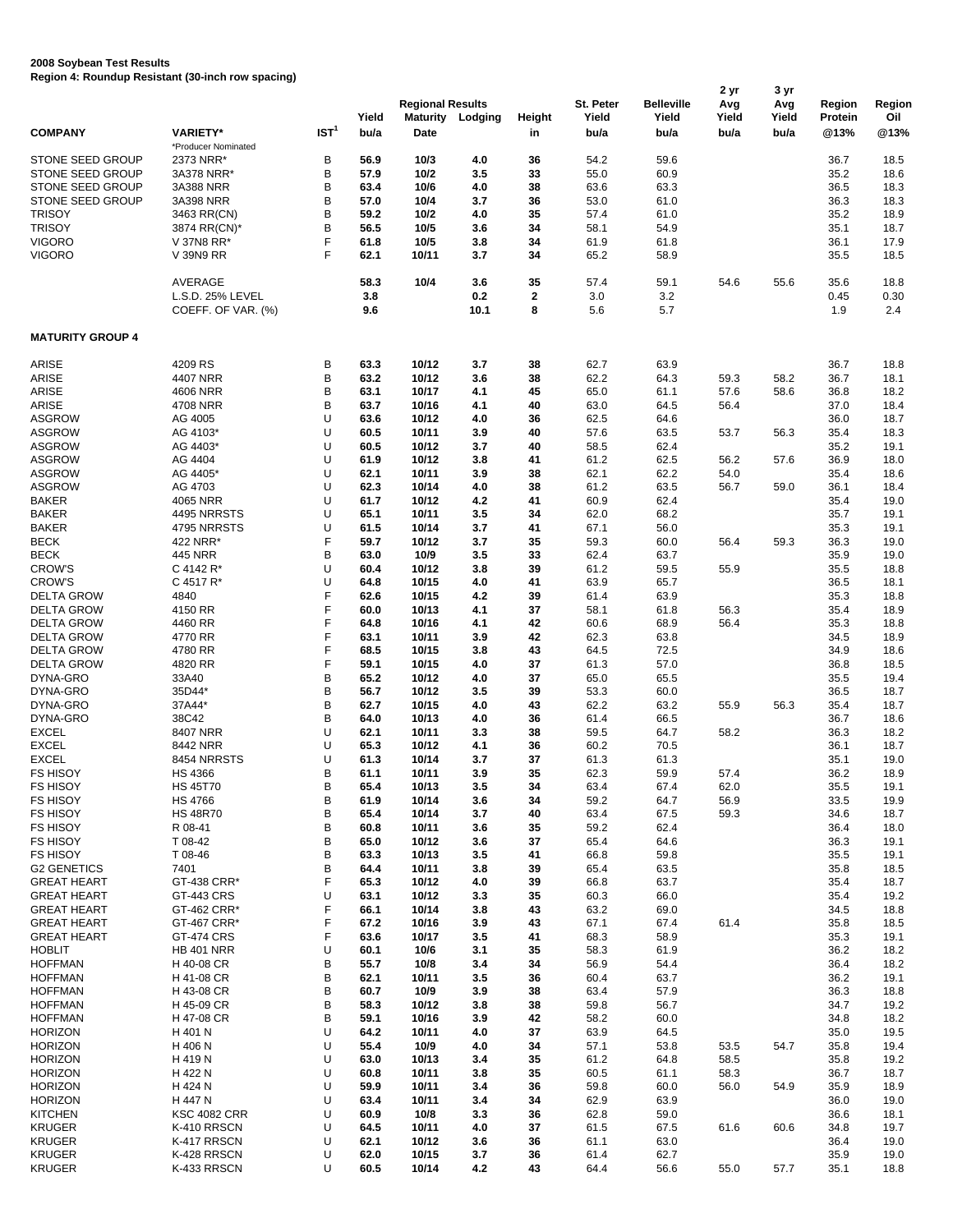**2008 Soybean Test Results**
**Region 4: Roundup Resistant (30-inch row spacing)**

| COMPANY | VARIETY* | IST[1] | Regional Results Yield bu/a | Maturity Date | Lodging | Height in | St. Peter Yield bu/a | Belleville Yield bu/a | 2 yr Avg Yield bu/a | 3 yr Avg Yield bu/a | Region Protein @13% | Region Oil @13% |
|---|---|---|---|---|---|---|---|---|---|---|---|---|
| | *Producer Nominated | | | | | | | | | | | |
| STONE SEED GROUP | 2373 NRR* | B | 56.9 | 10/3 | 4.0 | 36 | 54.2 | 59.6 | | | 36.7 | 18.5 |
| STONE SEED GROUP | 3A378 NRR* | B | 57.9 | 10/2 | 3.5 | 33 | 55.0 | 60.9 | | | 35.2 | 18.6 |
| STONE SEED GROUP | 3A388 NRR | B | 63.4 | 10/6 | 4.0 | 38 | 63.6 | 63.3 | | | 36.5 | 18.3 |
| STONE SEED GROUP | 3A398 NRR | B | 57.0 | 10/4 | 3.7 | 36 | 53.0 | 61.0 | | | 36.3 | 18.3 |
| TRISOY | 3463 RR(CN) | B | 59.2 | 10/2 | 4.0 | 35 | 57.4 | 61.0 | | | 35.2 | 18.9 |
| TRISOY | 3874 RR(CN)* | B | 56.5 | 10/5 | 3.6 | 34 | 58.1 | 54.9 | | | 35.1 | 18.7 |
| VIGORO | V 37N8 RR* | F | 61.8 | 10/5 | 3.8 | 34 | 61.9 | 61.8 | | | 36.1 | 17.9 |
| VIGORO | V 39N9 RR | F | 62.1 | 10/11 | 3.7 | 34 | 65.2 | 58.9 | | | 35.5 | 18.5 |
| | AVERAGE | | 58.3 | 10/4 | 3.6 | 35 | 57.4 | 59.1 | 54.6 | 55.6 | 35.6 | 18.8 |
| | L.S.D. 25% LEVEL | | 3.8 | | 0.2 | 2 | 3.0 | 3.2 | | | 0.45 | 0.30 |
| | COEFF. OF VAR. (%) | | 9.6 | | 10.1 | 8 | 5.6 | 5.7 | | | 1.9 | 2.4 |
| **MATURITY GROUP 4** | | | | | | | | | | | | |
| ARISE | 4209 RS | B | 63.3 | 10/12 | 3.7 | 38 | 62.7 | 63.9 | | | 36.7 | 18.8 |
| ARISE | 4407 NRR | B | 63.2 | 10/12 | 3.6 | 38 | 62.2 | 64.3 | 59.3 | 58.2 | 36.7 | 18.1 |
| ARISE | 4606 NRR | B | 63.1 | 10/17 | 4.1 | 45 | 65.0 | 61.1 | 57.6 | 58.6 | 36.8 | 18.2 |
| ARISE | 4708 NRR | B | 63.7 | 10/16 | 4.1 | 40 | 63.0 | 64.5 | 56.4 | | 37.0 | 18.4 |
| ASGROW | AG 4005 | U | 63.6 | 10/12 | 4.0 | 36 | 62.5 | 64.6 | | | 36.0 | 18.7 |
| ASGROW | AG 4103* | U | 60.5 | 10/11 | 3.9 | 40 | 57.6 | 63.5 | 53.7 | 56.3 | 35.4 | 18.3 |
| ASGROW | AG 4403* | U | 60.5 | 10/12 | 3.7 | 40 | 58.5 | 62.4 | | | 35.2 | 19.1 |
| ASGROW | AG 4404 | U | 61.9 | 10/12 | 3.8 | 41 | 61.2 | 62.5 | 56.2 | 57.6 | 36.9 | 18.0 |
| ASGROW | AG 4405* | U | 62.1 | 10/11 | 3.9 | 38 | 62.1 | 62.2 | 54.0 | | 35.4 | 18.6 |
| ASGROW | AG 4703 | U | 62.3 | 10/14 | 4.0 | 38 | 61.2 | 63.5 | 56.7 | 59.0 | 36.1 | 18.4 |
| BAKER | 4065 NRR | U | 61.7 | 10/12 | 4.2 | 41 | 60.9 | 62.4 | | | 35.4 | 19.0 |
| BAKER | 4495 NRRSTS | U | 65.1 | 10/11 | 3.5 | 34 | 62.0 | 68.2 | | | 35.7 | 19.1 |
| BAKER | 4795 NRRSTS | U | 61.5 | 10/14 | 3.7 | 41 | 67.1 | 56.0 | | | 35.3 | 19.1 |
| BECK | 422 NRR* | F | 59.7 | 10/12 | 3.7 | 35 | 59.3 | 60.0 | 56.4 | 59.3 | 36.3 | 19.0 |
| BECK | 445 NRR | B | 63.0 | 10/9 | 3.5 | 33 | 62.4 | 63.7 | | | 35.9 | 19.0 |
| CROW'S | C 4142 R* | U | 60.4 | 10/12 | 3.8 | 39 | 61.2 | 59.5 | 55.9 | | 35.5 | 18.8 |
| CROW'S | C 4517 R* | U | 64.8 | 10/15 | 4.0 | 41 | 63.9 | 65.7 | | | 36.5 | 18.1 |
| DELTA GROW | 4840 | F | 62.6 | 10/15 | 4.2 | 39 | 61.4 | 63.9 | | | 35.3 | 18.8 |
| DELTA GROW | 4150 RR | F | 60.0 | 10/13 | 4.1 | 37 | 58.1 | 61.8 | 56.3 | | 35.4 | 18.9 |
| DELTA GROW | 4460 RR | F | 64.8 | 10/16 | 4.1 | 42 | 60.6 | 68.9 | 56.4 | | 35.3 | 18.8 |
| DELTA GROW | 4770 RR | F | 63.1 | 10/11 | 3.9 | 42 | 62.3 | 63.8 | | | 34.5 | 18.9 |
| DELTA GROW | 4780 RR | F | 68.5 | 10/15 | 3.8 | 43 | 64.5 | 72.5 | | | 34.9 | 18.6 |
| DELTA GROW | 4820 RR | F | 59.1 | 10/15 | 4.0 | 37 | 61.3 | 57.0 | | | 36.8 | 18.5 |
| DYNA-GRO | 33A40 | B | 65.2 | 10/12 | 4.0 | 37 | 65.0 | 65.5 | | | 35.5 | 19.4 |
| DYNA-GRO | 35D44* | B | 56.7 | 10/12 | 3.5 | 39 | 53.3 | 60.0 | | | 36.5 | 18.7 |
| DYNA-GRO | 37A44* | B | 62.7 | 10/15 | 4.0 | 43 | 62.2 | 63.2 | 55.9 | 56.3 | 35.4 | 18.7 |
| DYNA-GRO | 38C42 | B | 64.0 | 10/13 | 4.0 | 36 | 61.4 | 66.5 | | | 36.7 | 18.6 |
| EXCEL | 8407 NRR | U | 62.1 | 10/11 | 3.3 | 38 | 59.5 | 64.7 | 58.2 | | 36.3 | 18.2 |
| EXCEL | 8442 NRR | U | 65.3 | 10/12 | 4.1 | 36 | 60.2 | 70.5 | | | 36.1 | 18.7 |
| EXCEL | 8454 NRRSTS | U | 61.3 | 10/14 | 3.7 | 37 | 61.3 | 61.3 | | | 35.1 | 19.0 |
| FS HISOY | HS 4366 | B | 61.1 | 10/11 | 3.9 | 35 | 62.3 | 59.9 | 57.4 | | 36.2 | 18.9 |
| FS HISOY | HS 45T70 | B | 65.4 | 10/13 | 3.5 | 34 | 63.4 | 67.4 | 62.0 | | 35.5 | 19.1 |
| FS HISOY | HS 4766 | B | 61.9 | 10/14 | 3.6 | 34 | 59.2 | 64.7 | 56.9 | | 33.5 | 19.9 |
| FS HISOY | HS 48R70 | B | 65.4 | 10/14 | 3.7 | 40 | 63.4 | 67.5 | 59.3 | | 34.6 | 18.7 |
| FS HISOY | R 08-41 | B | 60.8 | 10/11 | 3.6 | 35 | 59.2 | 62.4 | | | 36.4 | 18.0 |
| FS HISOY | T 08-42 | B | 65.0 | 10/12 | 3.6 | 37 | 65.4 | 64.6 | | | 36.3 | 19.1 |
| FS HISOY | T 08-46 | B | 63.3 | 10/13 | 3.5 | 41 | 66.8 | 59.8 | | | 35.5 | 19.1 |
| G2 GENETICS | 7401 | B | 64.4 | 10/11 | 3.8 | 39 | 65.4 | 63.5 | | | 35.8 | 18.5 |
| GREAT HEART | GT-438 CRR* | F | 65.3 | 10/12 | 4.0 | 39 | 66.8 | 63.7 | | | 35.4 | 18.7 |
| GREAT HEART | GT-443 CRS | U | 63.1 | 10/12 | 3.3 | 35 | 60.3 | 66.0 | | | 35.4 | 19.2 |
| GREAT HEART | GT-462 CRR* | F | 66.1 | 10/14 | 3.8 | 43 | 63.2 | 69.0 | | | 34.5 | 18.8 |
| GREAT HEART | GT-467 CRR* | F | 67.2 | 10/16 | 3.9 | 43 | 67.1 | 67.4 | 61.4 | | 35.8 | 18.5 |
| GREAT HEART | GT-474 CRS | F | 63.6 | 10/17 | 3.5 | 41 | 68.3 | 58.9 | | | 35.3 | 19.1 |
| HOBLIT | HB 401 NRR | U | 60.1 | 10/6 | 3.1 | 35 | 58.3 | 61.9 | | | 36.2 | 18.2 |
| HOFFMAN | H 40-08 CR | B | 55.7 | 10/8 | 3.4 | 34 | 56.9 | 54.4 | | | 36.4 | 18.2 |
| HOFFMAN | H 41-08 CR | B | 62.1 | 10/11 | 3.5 | 36 | 60.4 | 63.7 | | | 36.2 | 19.1 |
| HOFFMAN | H 43-08 CR | B | 60.7 | 10/9 | 3.9 | 38 | 63.4 | 57.9 | | | 36.3 | 18.8 |
| HOFFMAN | H 45-09 CR | B | 58.3 | 10/12 | 3.8 | 38 | 59.8 | 56.7 | | | 34.7 | 19.2 |
| HOFFMAN | H 47-08 CR | B | 59.1 | 10/16 | 3.9 | 42 | 58.2 | 60.0 | | | 34.8 | 18.2 |
| HORIZON | H 401 N | U | 64.2 | 10/11 | 4.0 | 37 | 63.9 | 64.5 | | | 35.0 | 19.5 |
| HORIZON | H 406 N | U | 55.4 | 10/9 | 4.0 | 34 | 57.1 | 53.8 | 53.5 | 54.7 | 35.8 | 19.4 |
| HORIZON | H 419 N | U | 63.0 | 10/13 | 3.4 | 35 | 61.2 | 64.8 | 58.5 | | 35.8 | 19.2 |
| HORIZON | H 422 N | U | 60.8 | 10/11 | 3.8 | 35 | 60.5 | 61.1 | 58.3 | | 36.7 | 18.7 |
| HORIZON | H 424 N | U | 59.9 | 10/11 | 3.4 | 36 | 59.8 | 60.0 | 56.0 | 54.9 | 35.9 | 18.9 |
| HORIZON | H 447 N | U | 63.4 | 10/11 | 3.4 | 34 | 62.9 | 63.9 | | | 36.0 | 19.0 |
| KITCHEN | KSC 4082 CRR | U | 60.9 | 10/8 | 3.3 | 36 | 62.8 | 59.0 | | | 36.6 | 18.1 |
| KRUGER | K-410 RRSCN | U | 64.5 | 10/11 | 4.0 | 37 | 61.5 | 67.5 | 61.6 | 60.6 | 34.8 | 19.7 |
| KRUGER | K-417 RRSCN | U | 62.1 | 10/12 | 3.6 | 36 | 61.1 | 63.0 | | | 36.4 | 19.0 |
| KRUGER | K-428 RRSCN | U | 62.0 | 10/15 | 3.7 | 36 | 61.4 | 62.7 | | | 35.9 | 19.0 |
| KRUGER | K-433 RRSCN | U | 60.5 | 10/14 | 4.2 | 43 | 64.4 | 56.6 | 55.0 | 57.7 | 35.1 | 18.8 |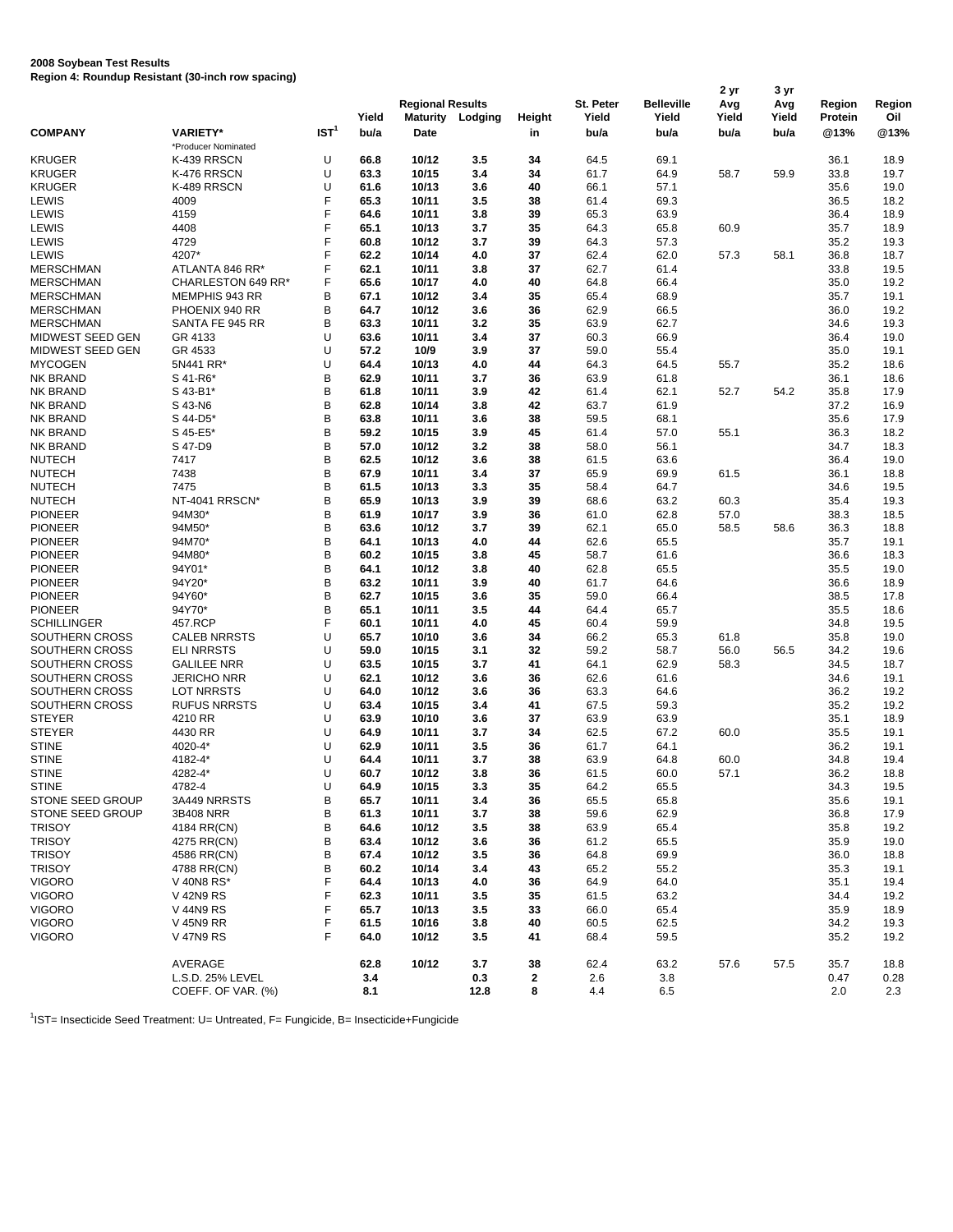**2008 Soybean Test Results**
**Region 4: Roundup Resistant (30-inch row spacing)**

| COMPANY | VARIETY* | IST[1] | Regional Results Yield bu/a | Maturity Date | Lodging | Height in | St. Peter Yield bu/a | Belleville Yield bu/a | 2 yr Avg Yield bu/a | 3 yr Avg Yield bu/a | Region Protein @13% | Region Oil @13% |
|---|---|---|---|---|---|---|---|---|---|---|---|---|
| | *Producer Nominated | | | | | | | | | | | |
| KRUGER | K-439 RRSCN | U | 66.8 | 10/12 | 3.5 | 34 | 64.5 | 69.1 | | | 36.1 | 18.9 |
| KRUGER | K-476 RRSCN | U | 63.3 | 10/15 | 3.4 | 34 | 61.7 | 64.9 | 58.7 | 59.9 | 33.8 | 19.7 |
| KRUGER | K-489 RRSCN | U | 61.6 | 10/13 | 3.6 | 40 | 66.1 | 57.1 | | | 35.6 | 19.0 |
| LEWIS | 4009 | F | 65.3 | 10/11 | 3.5 | 38 | 61.4 | 69.3 | | | 36.5 | 18.2 |
| LEWIS | 4159 | F | 64.6 | 10/11 | 3.8 | 39 | 65.3 | 63.9 | | | 36.4 | 18.9 |
| LEWIS | 4408 | F | 65.1 | 10/13 | 3.7 | 35 | 64.3 | 65.8 | 60.9 | | 35.7 | 18.9 |
| LEWIS | 4729 | F | 60.8 | 10/12 | 3.7 | 39 | 64.3 | 57.3 | | | 35.2 | 19.3 |
| LEWIS | 4207* | F | 62.2 | 10/14 | 4.0 | 37 | 62.4 | 62.0 | 57.3 | 58.1 | 36.8 | 18.7 |
| MERSCHMAN | ATLANTA 846 RR* | F | 62.1 | 10/11 | 3.8 | 37 | 62.7 | 61.4 | | | 33.8 | 19.5 |
| MERSCHMAN | CHARLESTON 649 RR* | F | 65.6 | 10/17 | 4.0 | 40 | 64.8 | 66.4 | | | 35.0 | 19.2 |
| MERSCHMAN | MEMPHIS 943 RR | B | 67.1 | 10/12 | 3.4 | 35 | 65.4 | 68.9 | | | 35.7 | 19.1 |
| MERSCHMAN | PHOENIX 940 RR | B | 64.7 | 10/12 | 3.6 | 36 | 62.9 | 66.5 | | | 36.0 | 19.2 |
| MERSCHMAN | SANTA FE 945 RR | B | 63.3 | 10/11 | 3.2 | 35 | 63.9 | 62.7 | | | 34.6 | 19.3 |
| MIDWEST SEED GEN | GR 4133 | U | 63.6 | 10/11 | 3.4 | 37 | 60.3 | 66.9 | | | 36.4 | 19.0 |
| MIDWEST SEED GEN | GR 4533 | U | 57.2 | 10/9 | 3.9 | 37 | 59.0 | 55.4 | | | 35.0 | 19.1 |
| MYCOGEN | 5N441 RR* | U | 64.4 | 10/13 | 4.0 | 44 | 64.3 | 64.5 | 55.7 | | 35.2 | 18.6 |
| NK BRAND | S 41-R6* | B | 62.9 | 10/11 | 3.7 | 36 | 63.9 | 61.8 | | | 36.1 | 18.6 |
| NK BRAND | S 43-B1* | B | 61.8 | 10/11 | 3.9 | 42 | 61.4 | 62.1 | 52.7 | 54.2 | 35.8 | 17.9 |
| NK BRAND | S 43-N6 | B | 62.8 | 10/14 | 3.8 | 42 | 63.7 | 61.9 | | | 37.2 | 16.9 |
| NK BRAND | S 44-D5* | B | 63.8 | 10/11 | 3.6 | 38 | 59.5 | 68.1 | | | 35.6 | 17.9 |
| NK BRAND | S 45-E5* | B | 59.2 | 10/15 | 3.9 | 45 | 61.4 | 57.0 | 55.1 | | 36.3 | 18.2 |
| NK BRAND | S 47-D9 | B | 57.0 | 10/12 | 3.2 | 38 | 58.0 | 56.1 | | | 34.7 | 18.3 |
| NUTECH | 7417 | B | 62.5 | 10/12 | 3.6 | 38 | 61.5 | 63.6 | | | 36.4 | 19.0 |
| NUTECH | 7438 | B | 67.9 | 10/11 | 3.4 | 37 | 65.9 | 69.9 | 61.5 | | 36.1 | 18.8 |
| NUTECH | 7475 | B | 61.5 | 10/13 | 3.3 | 35 | 58.4 | 64.7 | | | 34.6 | 19.5 |
| NUTECH | NT-4041 RRSCN* | B | 65.9 | 10/13 | 3.9 | 39 | 68.6 | 63.2 | 60.3 | | 35.4 | 19.3 |
| PIONEER | 94M30* | B | 61.9 | 10/17 | 3.9 | 36 | 61.0 | 62.8 | 57.0 | | 38.3 | 18.5 |
| PIONEER | 94M50* | B | 63.6 | 10/12 | 3.7 | 39 | 62.1 | 65.0 | 58.5 | 58.6 | 36.3 | 18.8 |
| PIONEER | 94M70* | B | 64.1 | 10/13 | 4.0 | 44 | 62.6 | 65.5 | | | 35.7 | 19.1 |
| PIONEER | 94M80* | B | 60.2 | 10/15 | 3.8 | 45 | 58.7 | 61.6 | | | 36.6 | 18.3 |
| PIONEER | 94Y01* | B | 64.1 | 10/12 | 3.8 | 40 | 62.8 | 65.5 | | | 35.5 | 19.0 |
| PIONEER | 94Y20* | B | 63.2 | 10/11 | 3.9 | 40 | 61.7 | 64.6 | | | 36.6 | 18.9 |
| PIONEER | 94Y60* | B | 62.7 | 10/15 | 3.6 | 35 | 59.0 | 66.4 | | | 38.5 | 17.8 |
| PIONEER | 94Y70* | B | 65.1 | 10/11 | 3.5 | 44 | 64.4 | 65.7 | | | 35.5 | 18.6 |
| SCHILLINGER | 457.RCP | F | 60.1 | 10/11 | 4.0 | 45 | 60.4 | 59.9 | | | 34.8 | 19.5 |
| SOUTHERN CROSS | CALEB NRRSTS | U | 65.7 | 10/10 | 3.6 | 34 | 66.2 | 65.3 | 61.8 | | 35.8 | 19.0 |
| SOUTHERN CROSS | ELI NRRSTS | U | 59.0 | 10/15 | 3.1 | 32 | 59.2 | 58.7 | 56.0 | 56.5 | 34.2 | 19.6 |
| SOUTHERN CROSS | GALILEE NRR | U | 63.5 | 10/15 | 3.7 | 41 | 64.1 | 62.9 | 58.3 | | 34.5 | 18.7 |
| SOUTHERN CROSS | JERICHO NRR | U | 62.1 | 10/12 | 3.6 | 36 | 62.6 | 61.6 | | | 34.6 | 19.1 |
| SOUTHERN CROSS | LOT NRRSTS | U | 64.0 | 10/12 | 3.6 | 36 | 63.3 | 64.6 | | | 36.2 | 19.2 |
| SOUTHERN CROSS | RUFUS NRRSTS | U | 63.4 | 10/15 | 3.4 | 41 | 67.5 | 59.3 | | | 35.2 | 19.2 |
| STEYER | 4210 RR | U | 63.9 | 10/10 | 3.6 | 37 | 63.9 | 63.9 | | | 35.1 | 18.9 |
| STEYER | 4430 RR | U | 64.9 | 10/11 | 3.7 | 34 | 62.5 | 67.2 | 60.0 | | 35.5 | 19.1 |
| STINE | 4020-4* | U | 62.9 | 10/11 | 3.5 | 36 | 61.7 | 64.1 | | | 36.2 | 19.1 |
| STINE | 4182-4* | U | 64.4 | 10/11 | 3.7 | 38 | 63.9 | 64.8 | 60.0 | | 34.8 | 19.4 |
| STINE | 4282-4* | U | 60.7 | 10/12 | 3.8 | 36 | 61.5 | 60.0 | 57.1 | | 36.2 | 18.8 |
| STINE | 4782-4 | U | 64.9 | 10/15 | 3.3 | 35 | 64.2 | 65.5 | | | 34.3 | 19.5 |
| STONE SEED GROUP | 3A449 NRRSTS | B | 65.7 | 10/11 | 3.4 | 36 | 65.5 | 65.8 | | | 35.6 | 19.1 |
| STONE SEED GROUP | 3B408 NRR | B | 61.3 | 10/11 | 3.7 | 38 | 59.6 | 62.9 | | | 36.8 | 17.9 |
| TRISOY | 4184 RR(CN) | B | 64.6 | 10/12 | 3.5 | 38 | 63.9 | 65.4 | | | 35.8 | 19.2 |
| TRISOY | 4275 RR(CN) | B | 63.4 | 10/12 | 3.6 | 36 | 61.2 | 65.5 | | | 35.9 | 19.0 |
| TRISOY | 4586 RR(CN) | B | 67.4 | 10/12 | 3.5 | 36 | 64.8 | 69.9 | | | 36.0 | 18.8 |
| TRISOY | 4788 RR(CN) | B | 60.2 | 10/14 | 3.4 | 43 | 65.2 | 55.2 | | | 35.3 | 19.1 |
| VIGORO | V 40N8 RS* | F | 64.4 | 10/13 | 4.0 | 36 | 64.9 | 64.0 | | | 35.1 | 19.4 |
| VIGORO | V 42N9 RS | F | 62.3 | 10/11 | 3.5 | 35 | 61.5 | 63.2 | | | 34.4 | 19.2 |
| VIGORO | V 44N9 RS | F | 65.7 | 10/13 | 3.5 | 33 | 66.0 | 65.4 | | | 35.9 | 18.9 |
| VIGORO | V 45N9 RR | F | 61.5 | 10/16 | 3.8 | 40 | 60.5 | 62.5 | | | 34.2 | 19.3 |
| VIGORO | V 47N9 RS | F | 64.0 | 10/12 | 3.5 | 41 | 68.4 | 59.5 | | | 35.2 | 19.2 |
| | AVERAGE | | 62.8 | 10/12 | 3.7 | 38 | 62.4 | 63.2 | 57.6 | 57.5 | 35.7 | 18.8 |
| | L.S.D. 25% LEVEL | | 3.4 | | 0.3 | 2 | 2.6 | 3.8 | | | 0.47 | 0.28 |
| | COEFF. OF VAR. (%) | | 8.1 | | 12.8 | 8 | 4.4 | 6.5 | | | 2.0 | 2.3 |

[1]IST= Insecticide Seed Treatment: U= Untreated, F= Fungicide, B= Insecticide+Fungicide